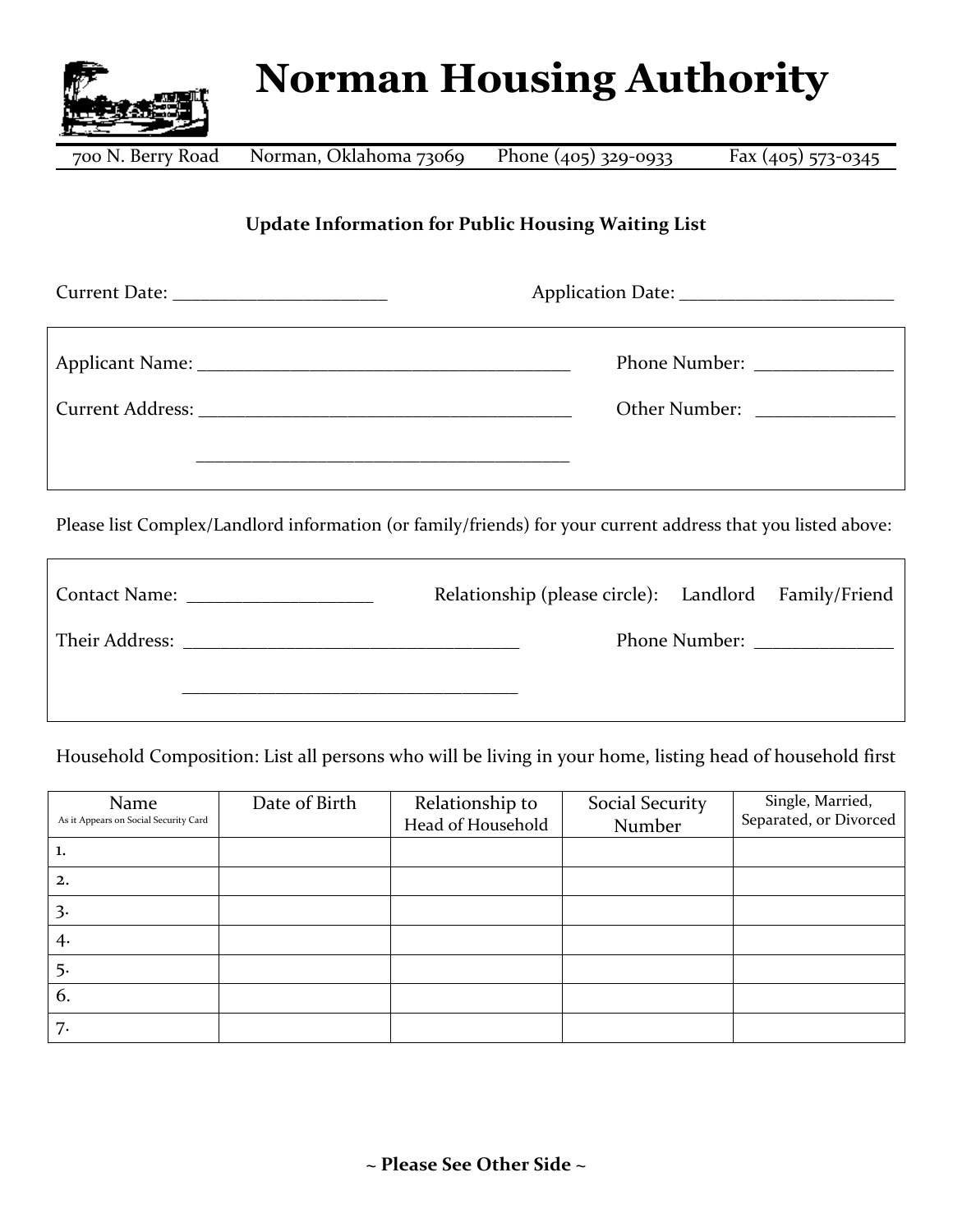# Norman Housing Authority

700 N. Berry Road    Norman, Oklahoma 73069    Phone (405) 329-0933    Fax (405) 573-0345

**Update Information for Public Housing Waiting List**

Current Date: ______________________    Application Date: ______________________

Applicant Name: ________________________________________    Phone Number: ______________

Current Address: ________________________________________    Other Number: ______________

________________________________________

Please list Complex/Landlord information (or family/friends) for your current address that you listed above:

Contact Name: ___________________    Relationship (please circle):    Landlord    Family/Friend

Their Address: __________________________________    Phone Number: ______________

__________________________________

Household Composition: List all persons who will be living in your home, listing head of household first

| Name<br>As it Appears on Social Security Card | Date of Birth | Relationship to Head of Household | Social Security Number | Single, Married, Separated, or Divorced |
|---|---|---|---|---|
| 1. | | | | |
| 2. | | | | |
| 3. | | | | |
| 4. | | | | |
| 5. | | | | |
| 6. | | | | |
| 7. | | | | |

**~ Please See Other Side ~**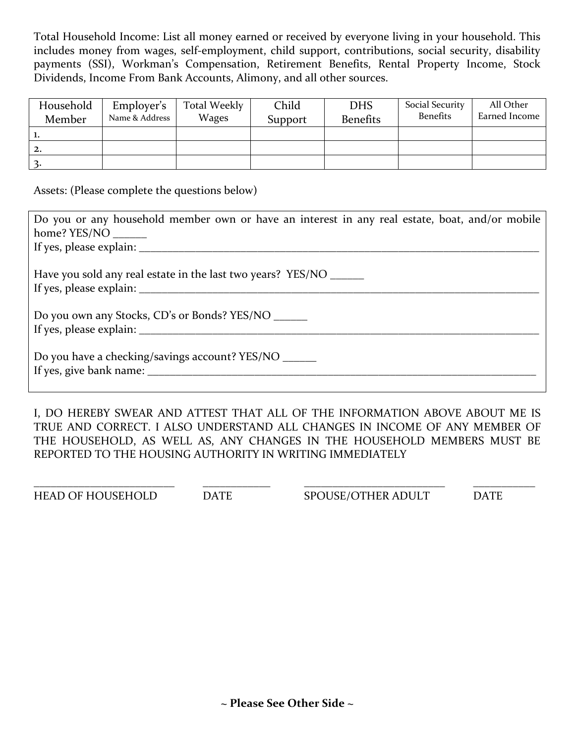Total Household Income: List all money earned or received by everyone living in your household. This includes money from wages, self-employment, child support, contributions, social security, disability payments (SSI), Workman's Compensation, Retirement Benefits, Rental Property Income, Stock Dividends, Income From Bank Accounts, Alimony, and all other sources.

| Household Member | Employer's Name & Address | Total Weekly Wages | Child Support | DHS Benefits | Social Security Benefits | All Other Earned Income |
|---|---|---|---|---|---|---|
| 1. | | | | | | |
| 2. | | | | | | |
| 3. | | | | | | |

Assets: (Please complete the questions below)

Do you or any household member own or have an interest in any real estate, boat, and/or mobile home? YES/NO ______
If yes, please explain: ____________________________________________________________

Have you sold any real estate in the last two years? YES/NO ______
If yes, please explain: ____________________________________________________________

Do you own any Stocks, CD's or Bonds? YES/NO ______
If yes, please explain: ____________________________________________________________

Do you have a checking/savings account? YES/NO ______
If yes, give bank name: ____________________________________________________________

I, DO HEREBY SWEAR AND ATTEST THAT ALL OF THE INFORMATION ABOVE ABOUT ME IS TRUE AND CORRECT. I ALSO UNDERSTAND ALL CHANGES IN INCOME OF ANY MEMBER OF THE HOUSEHOLD, AS WELL AS, ANY CHANGES IN THE HOUSEHOLD MEMBERS MUST BE REPORTED TO THE HOUSING AUTHORITY IN WRITING IMMEDIATELY

___________________________ ____________ ___________________________ ____________
HEAD OF HOUSEHOLD DATE SPOUSE/OTHER ADULT DATE

**~ Please See Other Side ~**